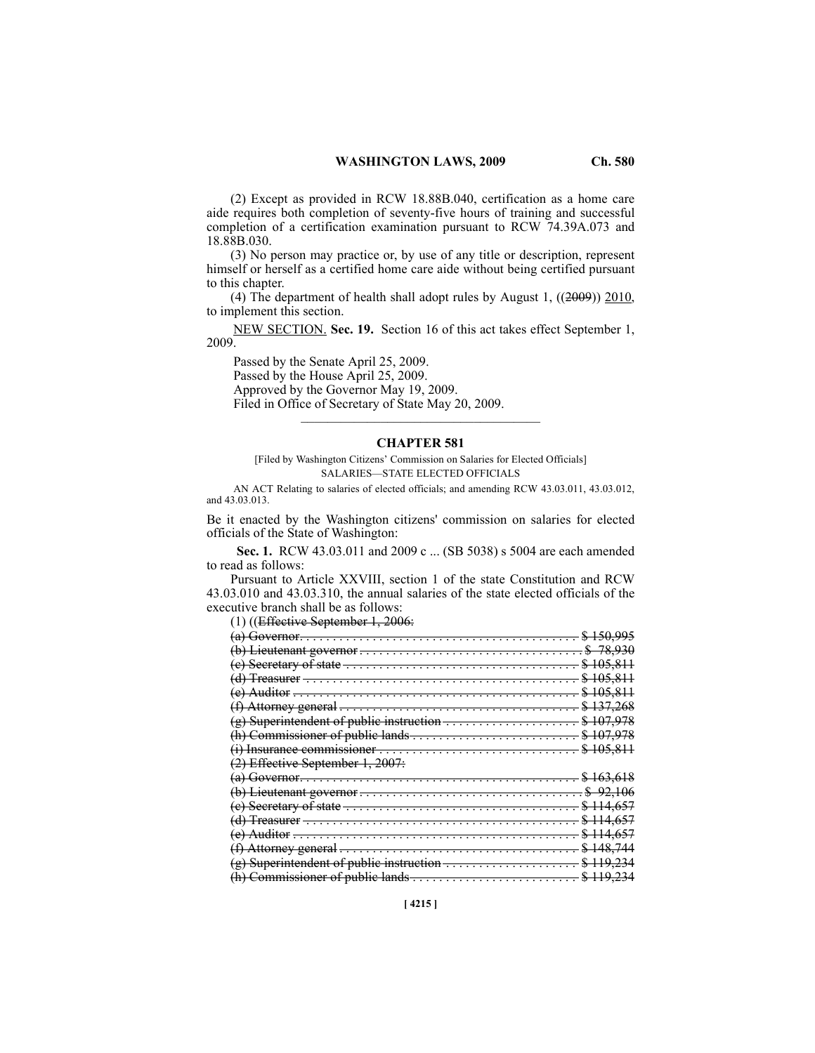(2) Except as provided in RCW 18.88B.040, certification as a home care aide requires both completion of seventy-five hours of training and successful completion of a certification examination pursuant to RCW 74.39A.073 and 18.88B.030.

(3) No person may practice or, by use of any title or description, represent himself or herself as a certified home care aide without being certified pursuant to this chapter.

(4) The department of health shall adopt rules by August 1, ((~~2009~~)) <u>2010</u>, to implement this section.

<u>NEW SECTION.</u> **Sec. 19.** Section 16 of this act takes effect September 1, 2009.

Passed by the Senate April 25, 2009.
Passed by the House April 25, 2009.
Approved by the Governor May 19, 2009.
Filed in Office of Secretary of State May 20, 2009.

---

## CHAPTER 581

[Filed by Washington Citizens' Commission on Salaries for Elected Officials]
SALARIES—STATE ELECTED OFFICIALS

AN ACT Relating to salaries of elected officials; and amending RCW 43.03.011, 43.03.012, and 43.03.013.

Be it enacted by the Washington citizens' commission on salaries for elected officials of the State of Washington:

**Sec. 1.** RCW 43.03.011 and 2009 c ... (SB 5038) s 5004 are each amended to read as follows:

Pursuant to Article XXVIII, section 1 of the state Constitution and RCW 43.03.010 and 43.03.310, the annual salaries of the state elected officials of the executive branch shall be as follows:

(1) ((~~Effective September 1, 2006:~~

~~(a) Governor. . . . . . . . . . . . . . . . . . . . . . . . . . . . . . . . . . . . . . . . . . $ 150,995~~
~~(b) Lieutenant governor . . . . . . . . . . . . . . . . . . . . . . . . . . . . . . . . . $ 78,930~~
~~(c) Secretary of state . . . . . . . . . . . . . . . . . . . . . . . . . . . . . . . . . . . $ 105,811~~
~~(d) Treasurer . . . . . . . . . . . . . . . . . . . . . . . . . . . . . . . . . . . . . . . . $ 105,811~~
~~(e) Auditor . . . . . . . . . . . . . . . . . . . . . . . . . . . . . . . . . . . . . . . . . . $ 105,811~~
~~(f) Attorney general . . . . . . . . . . . . . . . . . . . . . . . . . . . . . . . . . . . $ 137,268~~
~~(g) Superintendent of public instruction . . . . . . . . . . . . . . . . . . . . $ 107,978~~
~~(h) Commissioner of public lands . . . . . . . . . . . . . . . . . . . . . . . . . $ 107,978~~
~~(i) Insurance commissioner . . . . . . . . . . . . . . . . . . . . . . . . . . . . . . $ 105,811~~

~~(2) Effective September 1, 2007:~~

~~(a) Governor. . . . . . . . . . . . . . . . . . . . . . . . . . . . . . . . . . . . . . . . . . $ 163,618~~
~~(b) Lieutenant governor . . . . . . . . . . . . . . . . . . . . . . . . . . . . . . . . . $ 92,106~~
~~(c) Secretary of state . . . . . . . . . . . . . . . . . . . . . . . . . . . . . . . . . . . $ 114,657~~
~~(d) Treasurer . . . . . . . . . . . . . . . . . . . . . . . . . . . . . . . . . . . . . . . . $ 114,657~~
~~(e) Auditor . . . . . . . . . . . . . . . . . . . . . . . . . . . . . . . . . . . . . . . . . . $ 114,657~~
~~(f) Attorney general . . . . . . . . . . . . . . . . . . . . . . . . . . . . . . . . . . . $ 148,744~~
~~(g) Superintendent of public instruction . . . . . . . . . . . . . . . . . . . . $ 119,234~~
~~(h) Commissioner of public lands . . . . . . . . . . . . . . . . . . . . . . . . . $ 119,234~~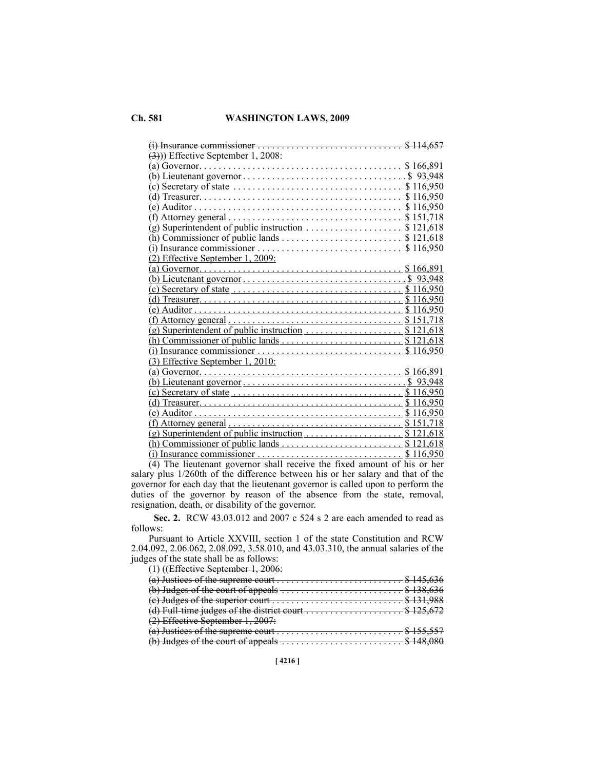~~(i) Insurance commissioner . . . . . . . . . . . . . . . . . . . . . . . . . . . . . . . $ 114,657~~

~~(3)~~)) Effective September 1, 2008:

(a) Governor. . . . . . . . . . . . . . . . . . . . . . . . . . . . . . . . . . . . . . . . . $ 166,891

(b) Lieutenant governor . . . . . . . . . . . . . . . . . . . . . . . . . . . . . . . . . $ 93,948

(c) Secretary of state . . . . . . . . . . . . . . . . . . . . . . . . . . . . . . . . . . $ 116,950

(d) Treasurer. . . . . . . . . . . . . . . . . . . . . . . . . . . . . . . . . . . . . . . . $ 116,950

(e) Auditor . . . . . . . . . . . . . . . . . . . . . . . . . . . . . . . . . . . . . . . . . $ 116,950

(f) Attorney general . . . . . . . . . . . . . . . . . . . . . . . . . . . . . . . . . . . $ 151,718

(g) Superintendent of public instruction . . . . . . . . . . . . . . . . . . . . $ 121,618

(h) Commissioner of public lands . . . . . . . . . . . . . . . . . . . . . . . . . $ 121,618

(i) Insurance commissioner . . . . . . . . . . . . . . . . . . . . . . . . . . . . . $ 116,950

<u>(2) Effective September 1, 2009:</u>

<u>(a) Governor. . . . . . . . . . . . . . . . . . . . . . . . . . . . . . . . . . . . . . . . . $ 166,891</u>

<u>(b) Lieutenant governor . . . . . . . . . . . . . . . . . . . . . . . . . . . . . . . . . $ 93,948</u>

<u>(c) Secretary of state . . . . . . . . . . . . . . . . . . . . . . . . . . . . . . . . . . $ 116,950</u>

<u>(d) Treasurer. . . . . . . . . . . . . . . . . . . . . . . . . . . . . . . . . . . . . . . . $ 116,950</u>

<u>(e) Auditor . . . . . . . . . . . . . . . . . . . . . . . . . . . . . . . . . . . . . . . . . $ 116,950</u>

<u>(f) Attorney general . . . . . . . . . . . . . . . . . . . . . . . . . . . . . . . . . . . $ 151,718</u>

<u>(g) Superintendent of public instruction . . . . . . . . . . . . . . . . . . . . $ 121,618</u>

<u>(h) Commissioner of public lands . . . . . . . . . . . . . . . . . . . . . . . . . $ 121,618</u>

<u>(i) Insurance commissioner . . . . . . . . . . . . . . . . . . . . . . . . . . . . . $ 116,950</u>

<u>(3) Effective September 1, 2010:</u>

<u>(a) Governor. . . . . . . . . . . . . . . . . . . . . . . . . . . . . . . . . . . . . . . . . $ 166,891</u>

<u>(b) Lieutenant governor . . . . . . . . . . . . . . . . . . . . . . . . . . . . . . . . . $ 93,948</u>

<u>(c) Secretary of state . . . . . . . . . . . . . . . . . . . . . . . . . . . . . . . . . . $ 116,950</u>

<u>(d) Treasurer. . . . . . . . . . . . . . . . . . . . . . . . . . . . . . . . . . . . . . . . $ 116,950</u>

<u>(e) Auditor . . . . . . . . . . . . . . . . . . . . . . . . . . . . . . . . . . . . . . . . . $ 116,950</u>

<u>(f) Attorney general . . . . . . . . . . . . . . . . . . . . . . . . . . . . . . . . . . . $ 151,718</u>

<u>(g) Superintendent of public instruction . . . . . . . . . . . . . . . . . . . . $ 121,618</u>

<u>(h) Commissioner of public lands . . . . . . . . . . . . . . . . . . . . . . . . . $ 121,618</u>

<u>(i) Insurance commissioner . . . . . . . . . . . . . . . . . . . . . . . . . . . . . $ 116,950</u>

(4) The lieutenant governor shall receive the fixed amount of his or her salary plus 1/260th of the difference between his or her salary and that of the governor for each day that the lieutenant governor is called upon to perform the duties of the governor by reason of the absence from the state, removal, resignation, death, or disability of the governor.

**Sec. 2.** RCW 43.03.012 and 2007 c 524 s 2 are each amended to read as follows:

Pursuant to Article XXVIII, section 1 of the state Constitution and RCW 2.04.092, 2.06.062, 2.08.092, 3.58.010, and 43.03.310, the annual salaries of the judges of the state shall be as follows:

(1) ((~~Effective September 1, 2006:~~

~~(a) Justices of the supreme court . . . . . . . . . . . . . . . . . . . . . . . . . . $ 145,636~~

~~(b) Judges of the court of appeals . . . . . . . . . . . . . . . . . . . . . . . . . $ 138,636~~

~~(c) Judges of the superior court . . . . . . . . . . . . . . . . . . . . . . . . . . . $ 131,988~~

~~(d) Full-time judges of the district court . . . . . . . . . . . . . . . . . . . . $ 125,672~~

~~(2) Effective September 1, 2007:~~

~~(a) Justices of the supreme court . . . . . . . . . . . . . . . . . . . . . . . . . . $ 155,557~~

~~(b) Judges of the court of appeals . . . . . . . . . . . . . . . . . . . . . . . . . $ 148,080~~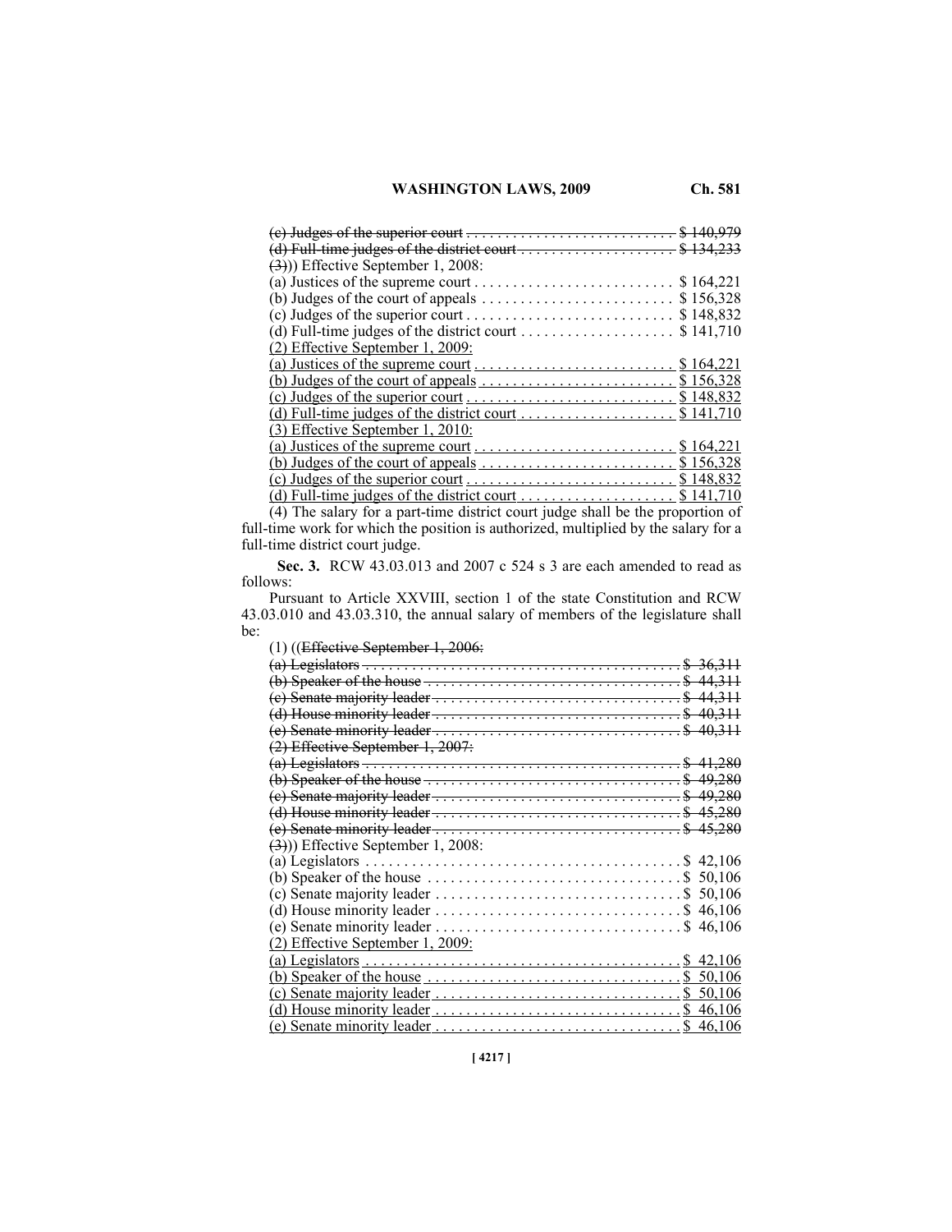~~(c) Judges of the superior court . . . . . . . . . . . . . . . . . . . . . . . . . . . . $ 140,979~~
~~(d) Full-time judges of the district court . . . . . . . . . . . . . . . . . . . . . $ 134,233~~
~~(3)~~)) Effective September 1, 2008:
(a) Justices of the supreme court . . . . . . . . . . . . . . . . . . . . . . . . . . $ 164,221
(b) Judges of the court of appeals . . . . . . . . . . . . . . . . . . . . . . . . . $ 156,328
(c) Judges of the superior court . . . . . . . . . . . . . . . . . . . . . . . . . . . $ 148,832
(d) Full-time judges of the district court . . . . . . . . . . . . . . . . . . . . $ 141,710
<u>(2) Effective September 1, 2009:</u>
<u>(a) Justices of the supreme court . . . . . . . . . . . . . . . . . . . . . . . . . . $ 164,221</u>
<u>(b) Judges of the court of appeals . . . . . . . . . . . . . . . . . . . . . . . . . $ 156,328</u>
<u>(c) Judges of the superior court . . . . . . . . . . . . . . . . . . . . . . . . . . . $ 148,832</u>
<u>(d) Full-time judges of the district court . . . . . . . . . . . . . . . . . . . . $ 141,710</u>
<u>(3) Effective September 1, 2010:</u>
<u>(a) Justices of the supreme court . . . . . . . . . . . . . . . . . . . . . . . . . . $ 164,221</u>
<u>(b) Judges of the court of appeals . . . . . . . . . . . . . . . . . . . . . . . . . $ 156,328</u>
<u>(c) Judges of the superior court . . . . . . . . . . . . . . . . . . . . . . . . . . . $ 148,832</u>
<u>(d) Full-time judges of the district court . . . . . . . . . . . . . . . . . . . . $ 141,710</u>

(4) The salary for a part-time district court judge shall be the proportion of full-time work for which the position is authorized, multiplied by the salary for a full-time district court judge.

**Sec. 3.** RCW 43.03.013 and 2007 c 524 s 3 are each amended to read as follows:

Pursuant to Article XXVIII, section 1 of the state Constitution and RCW 43.03.010 and 43.03.310, the annual salary of members of the legislature shall be:

(1) ((~~Effective September 1, 2006:~~
~~(a) Legislators . . . . . . . . . . . . . . . . . . . . . . . . . . . . . . . . . . . . . . . . . $ 36,311~~
~~(b) Speaker of the house . . . . . . . . . . . . . . . . . . . . . . . . . . . . . . . . . . $ 44,311~~
~~(c) Senate majority leader . . . . . . . . . . . . . . . . . . . . . . . . . . . . . . . . . $ 44,311~~
~~(d) House minority leader . . . . . . . . . . . . . . . . . . . . . . . . . . . . . . . . . $ 40,311~~
~~(e) Senate minority leader . . . . . . . . . . . . . . . . . . . . . . . . . . . . . . . . . $ 40,311~~
~~(2) Effective September 1, 2007:~~
~~(a) Legislators . . . . . . . . . . . . . . . . . . . . . . . . . . . . . . . . . . . . . . . . . $ 41,280~~
~~(b) Speaker of the house . . . . . . . . . . . . . . . . . . . . . . . . . . . . . . . . . . $ 49,280~~
~~(c) Senate majority leader . . . . . . . . . . . . . . . . . . . . . . . . . . . . . . . . . $ 49,280~~
~~(d) House minority leader . . . . . . . . . . . . . . . . . . . . . . . . . . . . . . . . . $ 45,280~~
~~(e) Senate minority leader . . . . . . . . . . . . . . . . . . . . . . . . . . . . . . . . . $ 45,280~~
~~(3)~~)) Effective September 1, 2008:
(a) Legislators . . . . . . . . . . . . . . . . . . . . . . . . . . . . . . . . . . . . . . . . . $ 42,106
(b) Speaker of the house . . . . . . . . . . . . . . . . . . . . . . . . . . . . . . . . . . $ 50,106
(c) Senate majority leader . . . . . . . . . . . . . . . . . . . . . . . . . . . . . . . . . $ 50,106
(d) House minority leader . . . . . . . . . . . . . . . . . . . . . . . . . . . . . . . . . $ 46,106
(e) Senate minority leader . . . . . . . . . . . . . . . . . . . . . . . . . . . . . . . . . $ 46,106
<u>(2) Effective September 1, 2009:</u>
<u>(a) Legislators . . . . . . . . . . . . . . . . . . . . . . . . . . . . . . . . . . . . . . . . . $ 42,106</u>
<u>(b) Speaker of the house . . . . . . . . . . . . . . . . . . . . . . . . . . . . . . . . . . $ 50,106</u>
<u>(c) Senate majority leader . . . . . . . . . . . . . . . . . . . . . . . . . . . . . . . . . $ 50,106</u>
<u>(d) House minority leader . . . . . . . . . . . . . . . . . . . . . . . . . . . . . . . . . $ 46,106</u>
<u>(e) Senate minority leader . . . . . . . . . . . . . . . . . . . . . . . . . . . . . . . . . $ 46,106</u>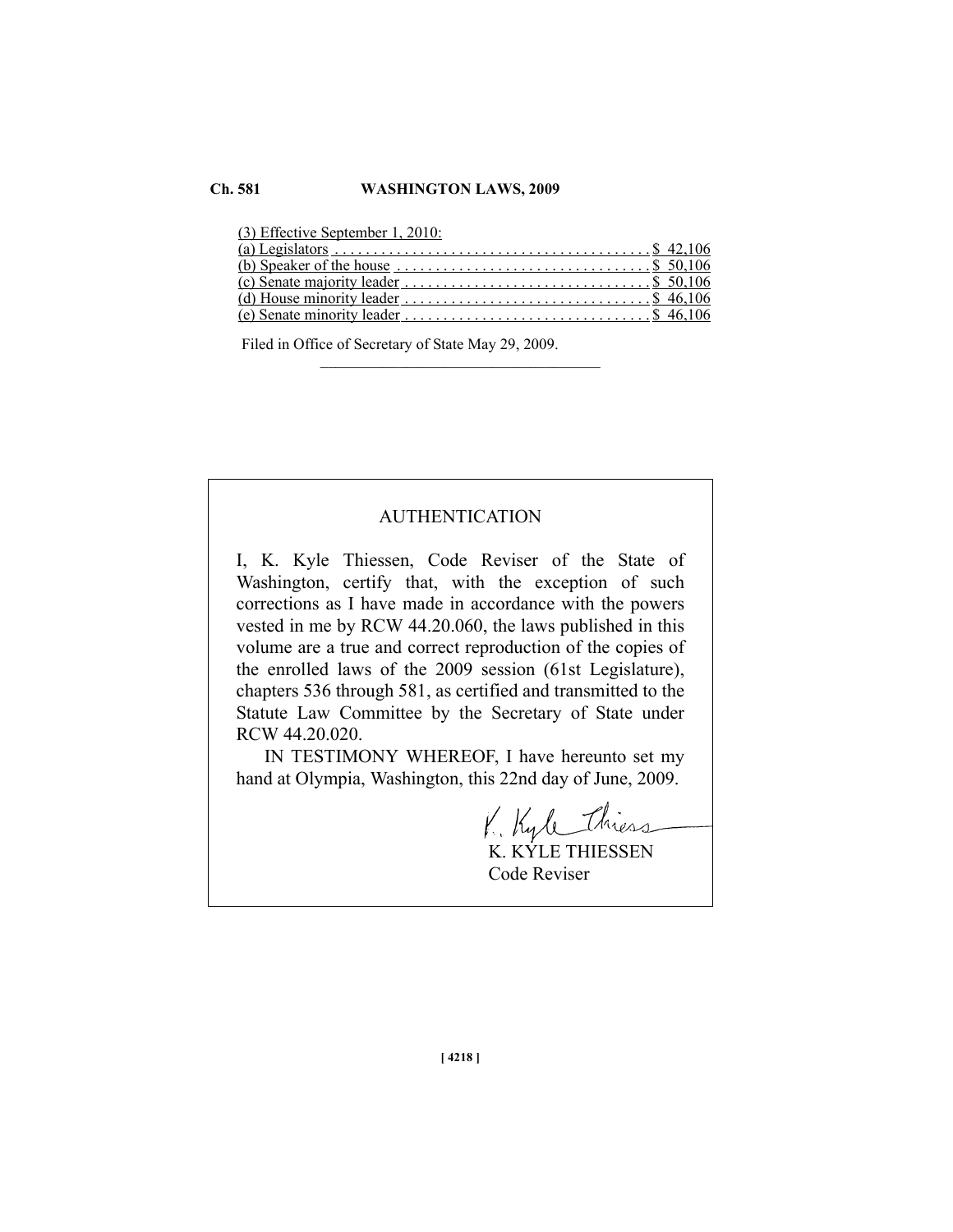(3) Effective September 1, 2010:

| | |
|---|---|
| (a) Legislators | $ 42,106 |
| (b) Speaker of the house | $ 50,106 |
| (c) Senate majority leader | $ 50,106 |
| (d) House minority leader | $ 46,106 |
| (e) Senate minority leader | $ 46,106 |

Filed in Office of Secretary of State May 29, 2009.

---

## AUTHENTICATION

I, K. Kyle Thiessen, Code Reviser of the State of Washington, certify that, with the exception of such corrections as I have made in accordance with the powers vested in me by RCW 44.20.060, the laws published in this volume are a true and correct reproduction of the copies of the enrolled laws of the 2009 session (61st Legislature), chapters 536 through 581, as certified and transmitted to the Statute Law Committee by the Secretary of State under RCW 44.20.020.

IN TESTIMONY WHEREOF, I have hereunto set my hand at Olympia, Washington, this 22nd day of June, 2009.

K. KYLE THIESSEN
Code Reviser